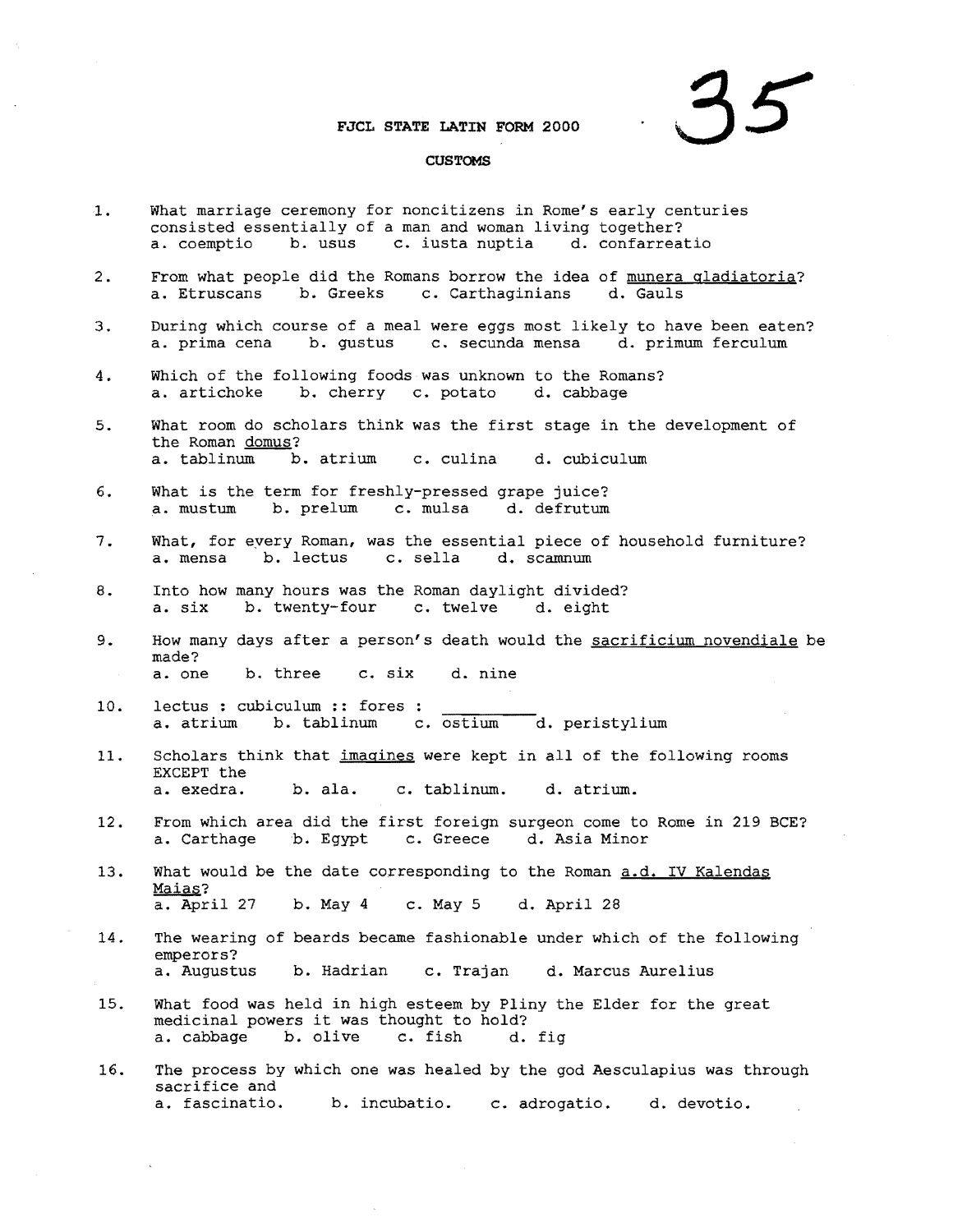35

# FJCL STATE LATIN FORM 2000

## CUSTOMS

1. What marriage ceremony for noncitizens in Rome's early centuries consisted essentially of a man and woman living together?
   a. coemptio b. usus c. iusta nuptia d. confarreatio

2. From what people did the Romans borrow the idea of <u>munera gladiatoria</u>?
   a. Etruscans b. Greeks c. Carthaginians d. Gauls

3. During which course of a meal were eggs most likely to have been eaten?
   a. prima cena b. gustus c. secunda mensa d. primum ferculum

4. Which of the following foods was unknown to the Romans?
   a. artichoke b. cherry c. potato d. cabbage

5. What room do scholars think was the first stage in the development of the Roman <u>domus</u>?
   a. tablinum b. atrium c. culina d. cubiculum

6. What is the term for freshly-pressed grape juice?
   a. mustum b. prelum c. mulsa d. defrutum

7. What, for every Roman, was the essential piece of household furniture?
   a. mensa b. lectus c. sella d. scamnum

8. Into how many hours was the Roman daylight divided?
   a. six b. twenty-four c. twelve d. eight

9. How many days after a person's death would the <u>sacrificium novendiale</u> be made?
   a. one b. three c. six d. nine

10. lectus : cubiculum :: fores : \_\_\_\_\_\_\_\_\_\_
    a. atrium b. tablinum c. ostium d. peristylium

11. Scholars think that <u>imagines</u> were kept in all of the following rooms EXCEPT the
    a. exedra. b. ala. c. tablinum. d. atrium.

12. From which area did the first foreign surgeon come to Rome in 219 BCE?
    a. Carthage b. Egypt c. Greece d. Asia Minor

13. What would be the date corresponding to the Roman <u>a.d. IV Kalendas Maias</u>?
    a. April 27 b. May 4 c. May 5 d. April 28

14. The wearing of beards became fashionable under which of the following emperors?
    a. Augustus b. Hadrian c. Trajan d. Marcus Aurelius

15. What food was held in high esteem by Pliny the Elder for the great medicinal powers it was thought to hold?
    a. cabbage b. olive c. fish d. fig

16. The process by which one was healed by the god Aesculapius was through sacrifice and
    a. fascinatio. b. incubatio. c. adrogatio. d. devotio.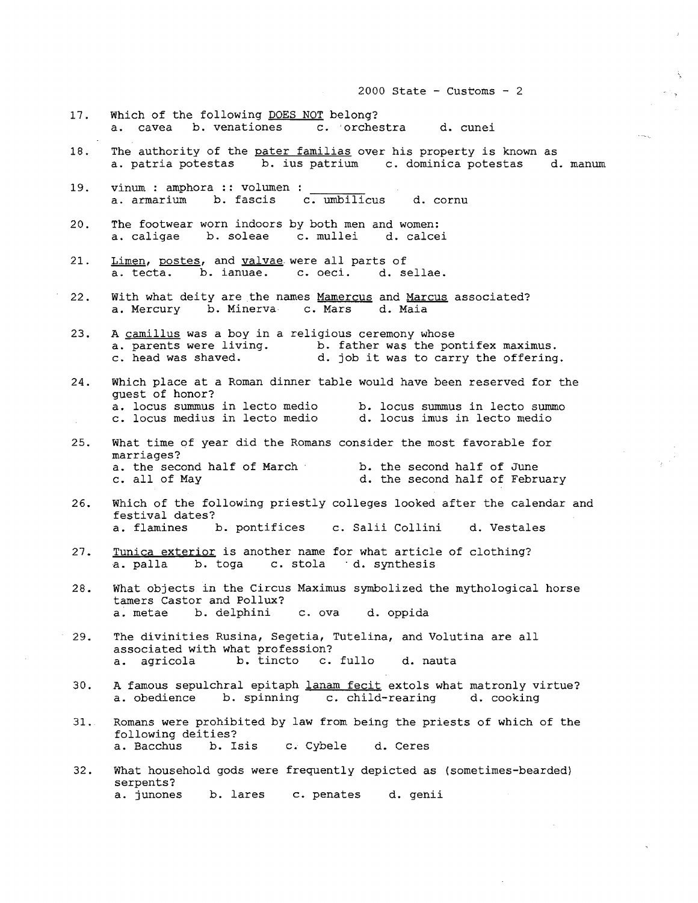17. Which of the following DOES NOT belong?
a. cavea b. venationes c. orchestra d. cunei

18. The authority of the pater familias over his property is known as
a. patria potestas b. ius patrium c. dominica potestas d. manum

19. vinum : amphora :: volumen : ________
a. armarium b. fascis c. umbilicus d. cornu

20. The footwear worn indoors by both men and women:
a. caligae b. soleae c. mullei d. calcei

21. Limen, postes, and valvae were all parts of
a. tecta. b. ianuae. c. oeci. d. sellae.

22. With what deity are the names Mamercus and Marcus associated?
a. Mercury b. Minerva c. Mars d. Maia

23. A camillus was a boy in a religious ceremony whose
a. parents were living. b. father was the pontifex maximus.
c. head was shaved. d. job it was to carry the offering.

24. Which place at a Roman dinner table would have been reserved for the guest of honor?
a. locus summus in lecto medio b. locus summus in lecto summo
c. locus medius in lecto medio d. locus imus in lecto medio

25. What time of year did the Romans consider the most favorable for marriages?
a. the second half of March b. the second half of June
c. all of May d. the second half of February

26. Which of the following priestly colleges looked after the calendar and festival dates?
a. flamines b. pontifices c. Salii Collini d. Vestales

27. Tunica exterior is another name for what article of clothing?
a. palla b. toga c. stola d. synthesis

28. What objects in the Circus Maximus symbolized the mythological horse tamers Castor and Pollux?
a. metae b. delphini c. ova d. oppida

29. The divinities Rusina, Segetia, Tutelina, and Volutina are all associated with what profession?
a. agricola b. tincto c. fullo d. nauta

30. A famous sepulchral epitaph lanam fecit extols what matronly virtue?
a. obedience b. spinning c. child-rearing d. cooking

31. Romans were prohibited by law from being the priests of which of the following deities?
a. Bacchus b. Isis c. Cybele d. Ceres

32. What household gods were frequently depicted as (sometimes-bearded) serpents?
a. junones b. lares c. penates d. genii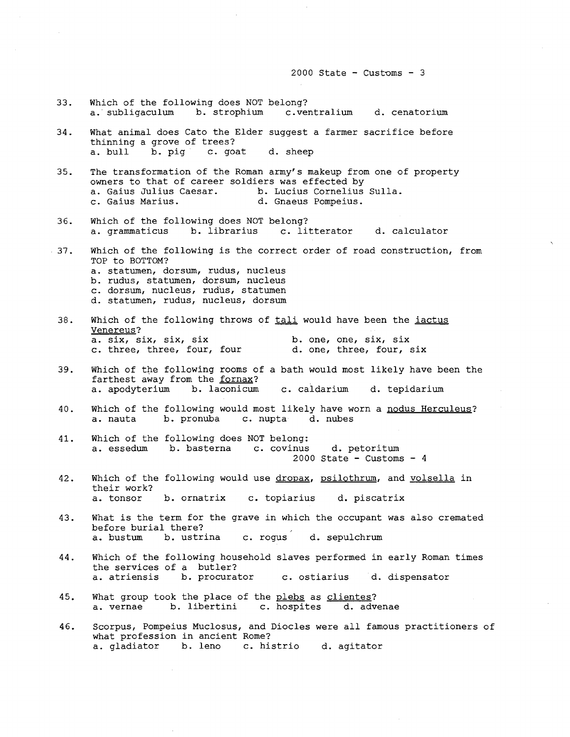33. Which of the following does NOT belong?
    a. subligaculum b. strophium c. ventralium d. cenatorium

34. What animal does Cato the Elder suggest a farmer sacrifice before thinning a grove of trees?
    a. bull b. pig c. goat d. sheep

35. The transformation of the Roman army's makeup from one of property owners to that of career soldiers was effected by
    a. Gaius Julius Caesar. b. Lucius Cornelius Sulla.
    c. Gaius Marius. d. Gnaeus Pompeius.

36. Which of the following does NOT belong?
    a. grammaticus b. librarius c. litterator d. calculator

37. Which of the following is the correct order of road construction, from TOP to BOTTOM?
    a. statumen, dorsum, rudus, nucleus
    b. rudus, statumen, dorsum, nucleus
    c. dorsum, nucleus, rudus, statumen
    d. statumen, rudus, nucleus, dorsum

38. Which of the following throws of <u>tali</u> would have been the <u>iactus Venereus</u>?
    a. six, six, six, six b. one, one, six, six
    c. three, three, four, four d. one, three, four, six

39. Which of the following rooms of a bath would most likely have been the farthest away from the <u>fornax</u>?
    a. apodyterium b. laconicum c. caldarium d. tepidarium

40. Which of the following would most likely have worn a <u>nodus Herculeus</u>?
    a. nauta b. pronuba c. nupta d. nubes

41. Which of the following does NOT belong:
    a. essedum b. basterna c. covinus d. petoritum

42. Which of the following would use <u>dropax</u>, <u>psilothrum</u>, and <u>volsella</u> in their work?
    a. tonsor b. ornatrix c. topiarius d. piscatrix

43. What is the term for the grave in which the occupant was also cremated before burial there?
    a. bustum b. ustrina c. rogus d. sepulchrum

44. Which of the following household slaves performed in early Roman times the services of a butler?
    a. atriensis b. procurator c. ostiarius d. dispensator

45. What group took the place of the <u>plebs</u> as <u>clientes</u>?
    a. vernae b. libertini c. hospites d. advenae

46. Scorpus, Pompeius Muclosus, and Diocles were all famous practitioners of what profession in ancient Rome?
    a. gladiator b. leno c. histrio d. agitator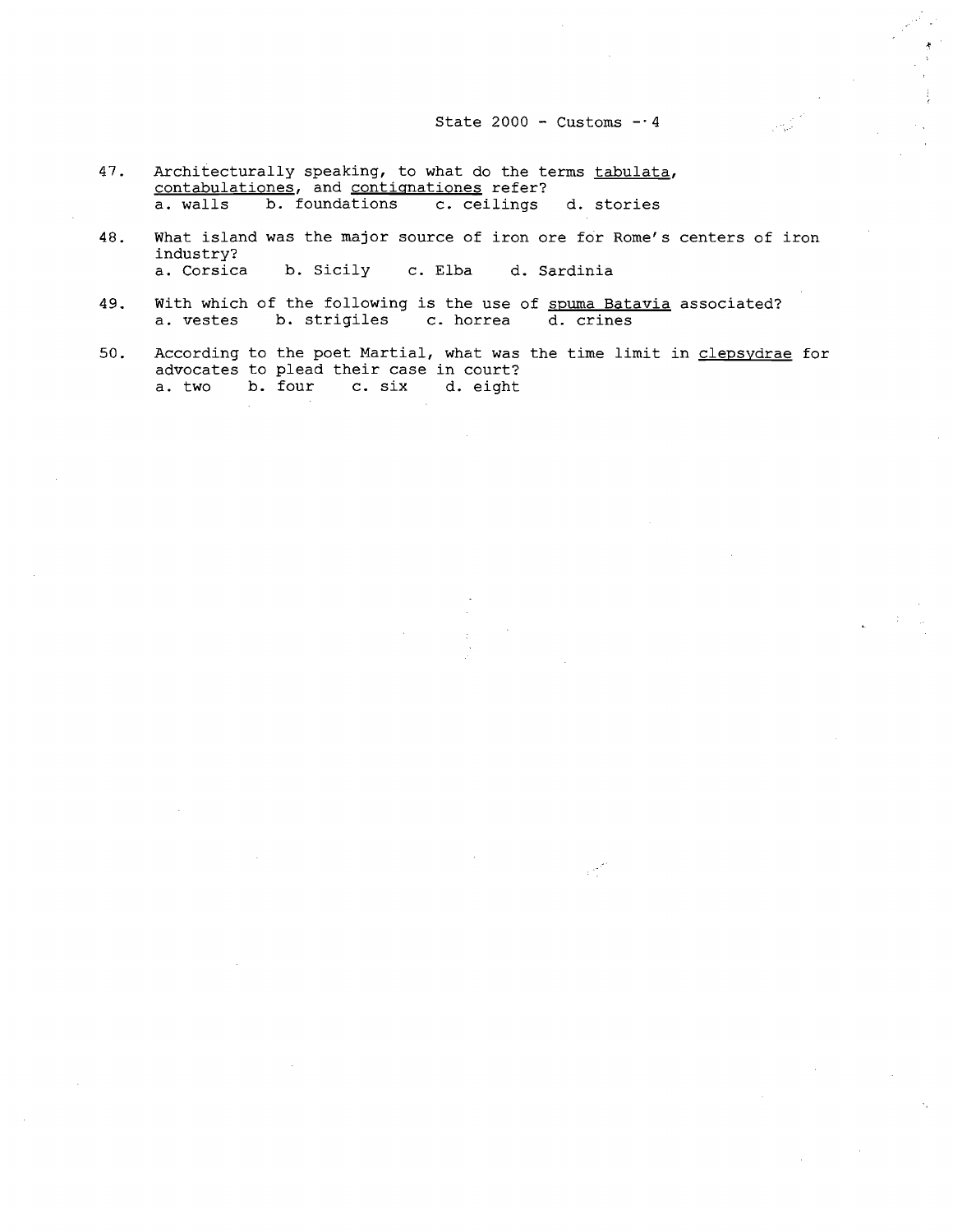47. Architecturally speaking, to what do the terms tabulata, contabulationes, and contignationes refer?
    a. walls  b. foundations  c. ceilings  d. stories

48. What island was the major source of iron ore for Rome's centers of iron industry?
    a. Corsica  b. Sicily  c. Elba  d. Sardinia

49. With which of the following is the use of spuma Batavia associated?
    a. vestes  b. strigiles  c. horrea  d. crines

50. According to the poet Martial, what was the time limit in clepsydrae for advocates to plead their case in court?
    a. two  b. four  c. six  d. eight